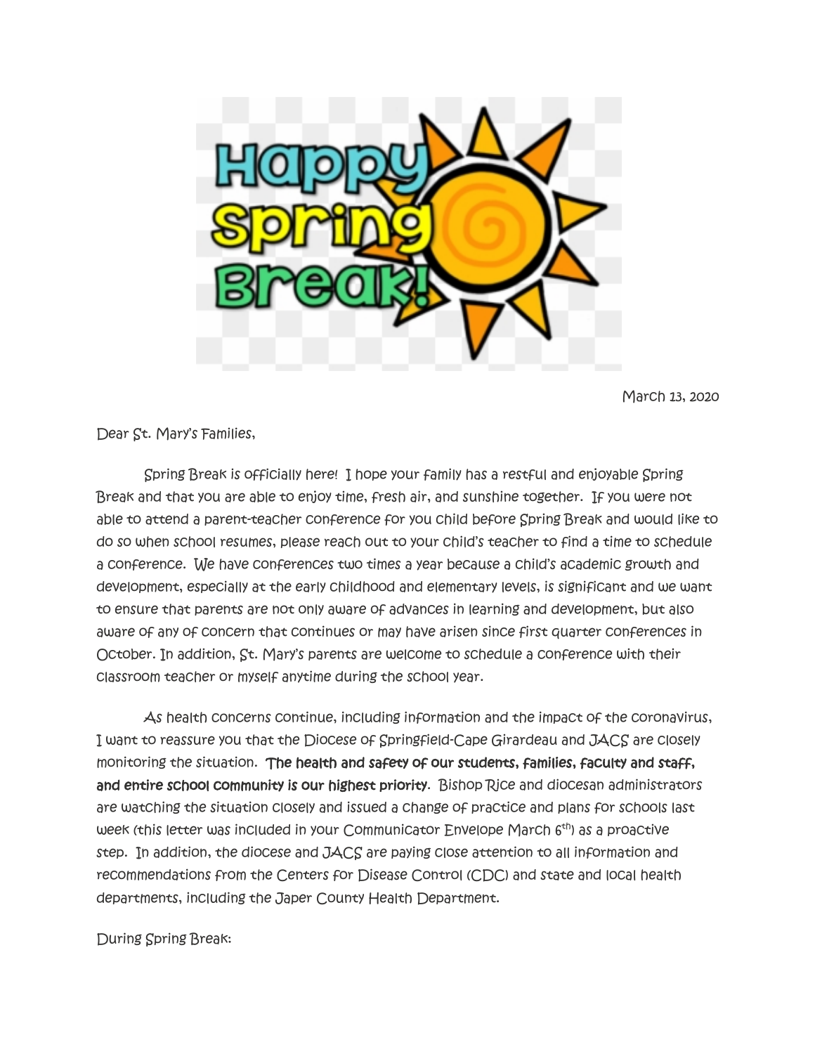Happy Spring Break!

March 13, 2020

Dear St. Mary's Families,

Spring Break is officially here! I hope your family has a restful and enjoyable Spring Break and that you are able to enjoy time, fresh air, and sunshine together. If you were not able to attend a parent-teacher conference for you child before Spring Break and would like to do so when school resumes, please reach out to your child's teacher to find a time to schedule a conference. We have conferences two times a year because a child's academic growth and development, especially at the early childhood and elementary levels, is significant and we want to ensure that parents are not only aware of advances in learning and development, but also aware of any of concern that continues or may have arisen since first quarter conferences in October. In addition, St. Mary's parents are welcome to schedule a conference with their classroom teacher or myself anytime during the school year.

As health concerns continue, including information and the impact of the coronavirus, I want to reassure you that the Diocese of Springfield-Cape Girardeau and JACS are closely monitoring the situation. **The health and safety of our students, families, faculty and staff, and entire school community is our highest priority**. Bishop Rice and diocesan administrators are watching the situation closely and issued a change of practice and plans for schools last week (this letter was included in your Communicator Envelope March 6th) as a proactive step. In addition, the diocese and JACS are paying close attention to all information and recommendations from the Centers for Disease Control (CDC) and state and local health departments, including the Japer County Health Department.

During Spring Break: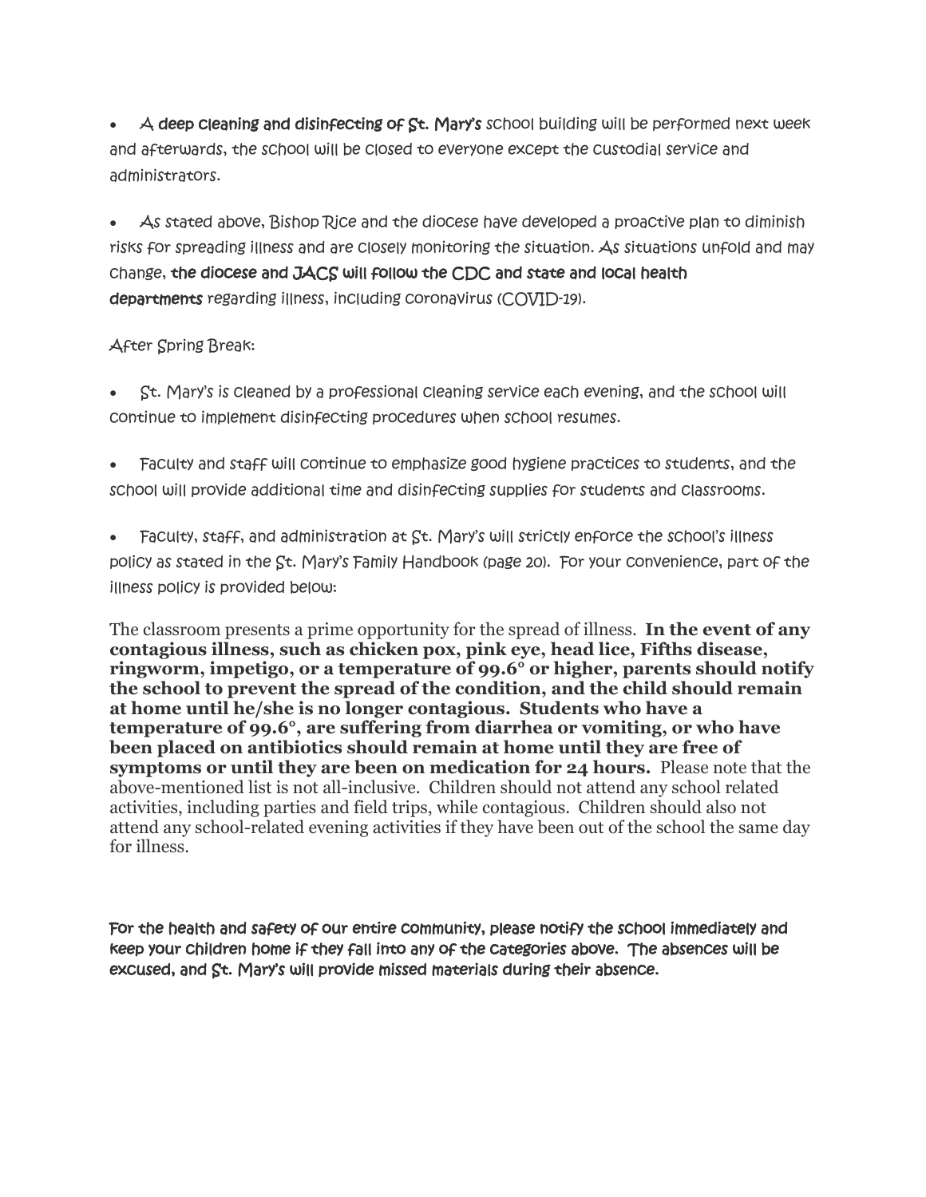- **A deep cleaning and disinfecting of St. Mary's** school building will be performed next week and afterwards, the school will be closed to everyone except the custodial service and administrators.

- As stated above, Bishop Rice and the diocese have developed a proactive plan to diminish risks for spreading illness and are closely monitoring the situation. As situations unfold and may change, **the diocese and JACS will follow the CDC and state and local health departments** regarding illness, including coronavirus (COVID-19).

After Spring Break:

- St. Mary's is cleaned by a professional cleaning service each evening, and the school will continue to implement disinfecting procedures when school resumes.

- Faculty and staff will continue to emphasize good hygiene practices to students, and the school will provide additional time and disinfecting supplies for students and classrooms.

- Faculty, staff, and administration at St. Mary's will strictly enforce the school's illness policy as stated in the St. Mary's Family Handbook (page 20). For your convenience, part of the illness policy is provided below:

The classroom presents a prime opportunity for the spread of illness. **In the event of any contagious illness, such as chicken pox, pink eye, head lice, Fifths disease, ringworm, impetigo, or a temperature of 99.6° or higher, parents should notify the school to prevent the spread of the condition, and the child should remain at home until he/she is no longer contagious. Students who have a temperature of 99.6°, are suffering from diarrhea or vomiting, or who have been placed on antibiotics should remain at home until they are free of symptoms or until they are been on medication for 24 hours.** Please note that the above-mentioned list is not all-inclusive. Children should not attend any school related activities, including parties and field trips, while contagious. Children should also not attend any school-related evening activities if they have been out of the school the same day for illness.

**For the health and safety of our entire community, please notify the school immediately and keep your children home if they fall into any of the categories above. The absences will be excused, and St. Mary's will provide missed materials during their absence.**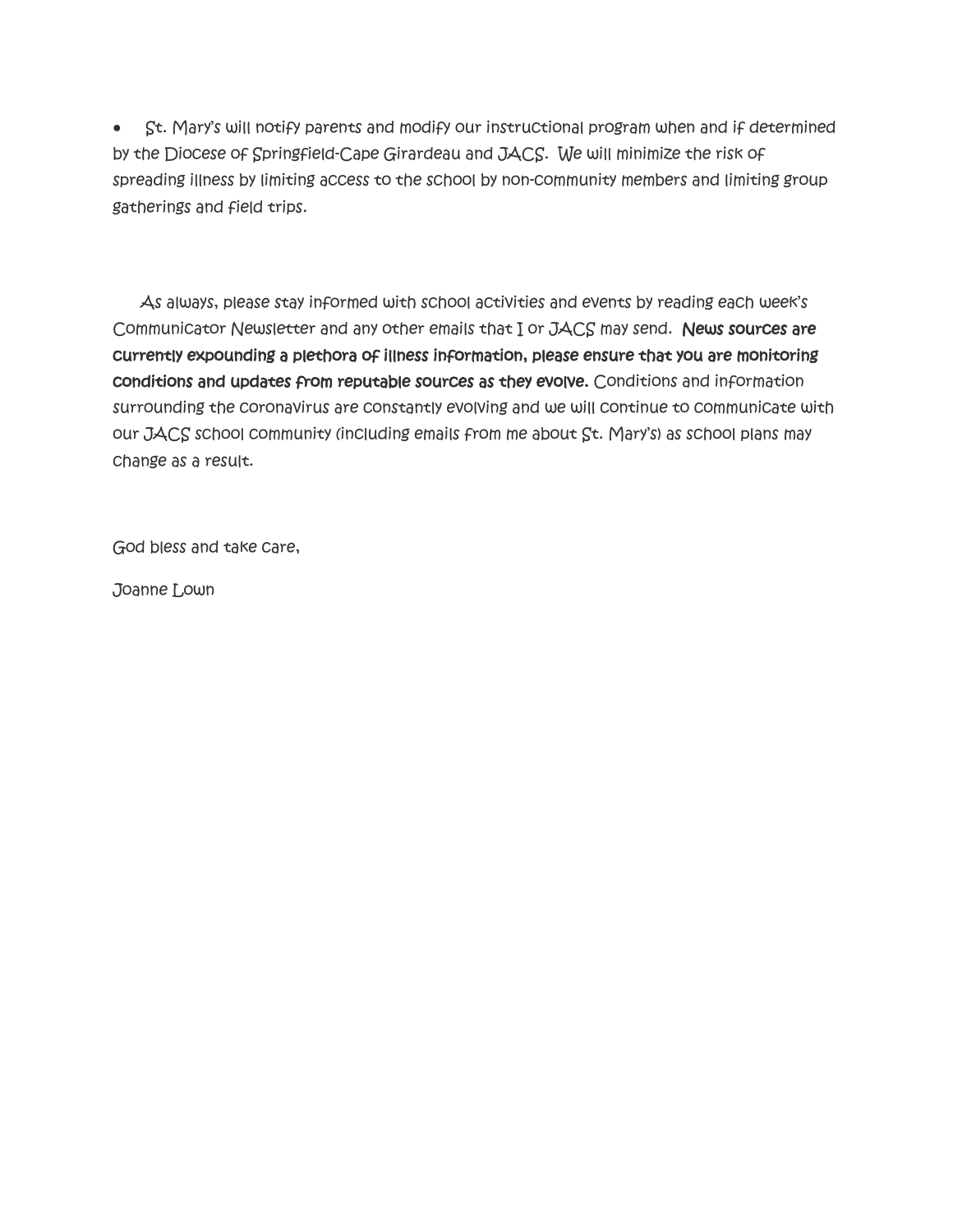- St. Mary's will notify parents and modify our instructional program when and if determined by the Diocese of Springfield-Cape Girardeau and JACS. We will minimize the risk of spreading illness by limiting access to the school by non-community members and limiting group gatherings and field trips.

As always, please stay informed with school activities and events by reading each week's Communicator Newsletter and any other emails that I or JACS may send. **News sources are currently expounding a plethora of illness information, please ensure that you are monitoring conditions and updates from reputable sources as they evolve.** Conditions and information surrounding the coronavirus are constantly evolving and we will continue to communicate with our JACS school community (including emails from me about St. Mary's) as school plans may change as a result.

God bless and take care,

Joanne Lown